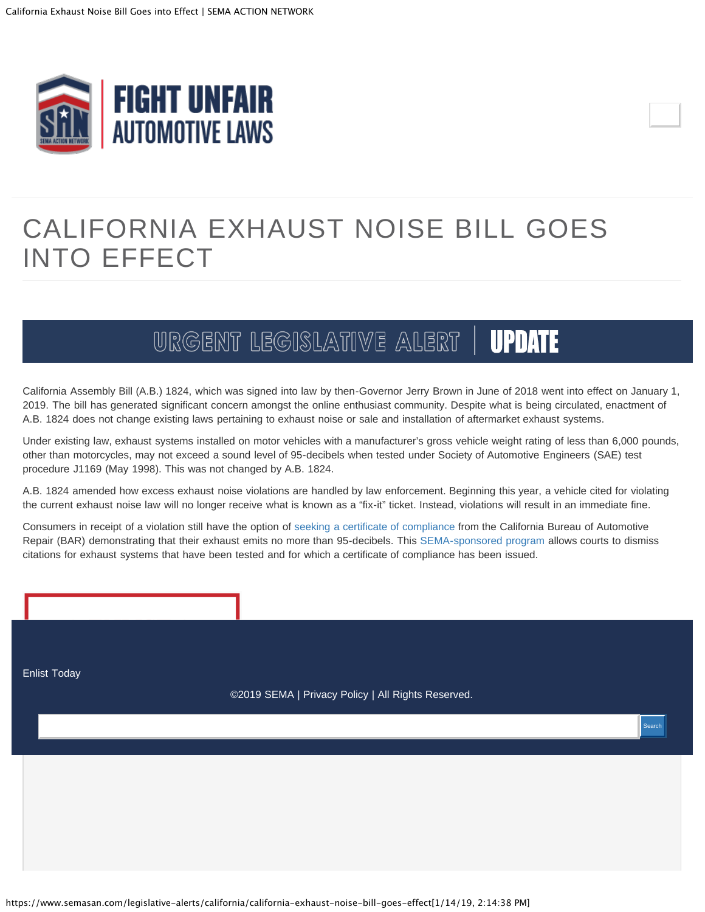FIGHT UNFAIR AUTOMOTIVE LAWS

# CALIFORNIA EXHAUST NOISE BILL GOES INTO EFFECT

URGENT LEGISLATIVE ALERT | UPDATE

California Assembly Bill (A.B.) 1824, which was signed into law by then-Governor Jerry Brown in June of 2018 went into effect on January 1, 2019. The bill has generated significant concern amongst the online enthusiast community. Despite what is being circulated, enactment of A.B. 1824 does not change existing laws pertaining to exhaust noise or sale and installation of aftermarket exhaust systems.

Under existing law, exhaust systems installed on motor vehicles with a manufacturer's gross vehicle weight rating of less than 6,000 pounds, other than motorcycles, may not exceed a sound level of 95-decibels when tested under Society of Automotive Engineers (SAE) test procedure J1169 (May 1998). This was not changed by A.B. 1824.

A.B. 1824 amended how excess exhaust noise violations are handled by law enforcement. Beginning this year, a vehicle cited for violating the current exhaust noise law will no longer receive what is known as a "fix-it" ticket. Instead, violations will result in an immediate fine.

Consumers in receipt of a violation still have the option of seeking a certificate of compliance from the California Bureau of Automotive Repair (BAR) demonstrating that their exhaust emits no more than 95-decibels. This SEMA-sponsored program allows courts to dismiss citations for exhaust systems that have been tested and for which a certificate of compliance has been issued.

Enlist Today

©2019 SEMA | Privacy Policy | All Rights Reserved.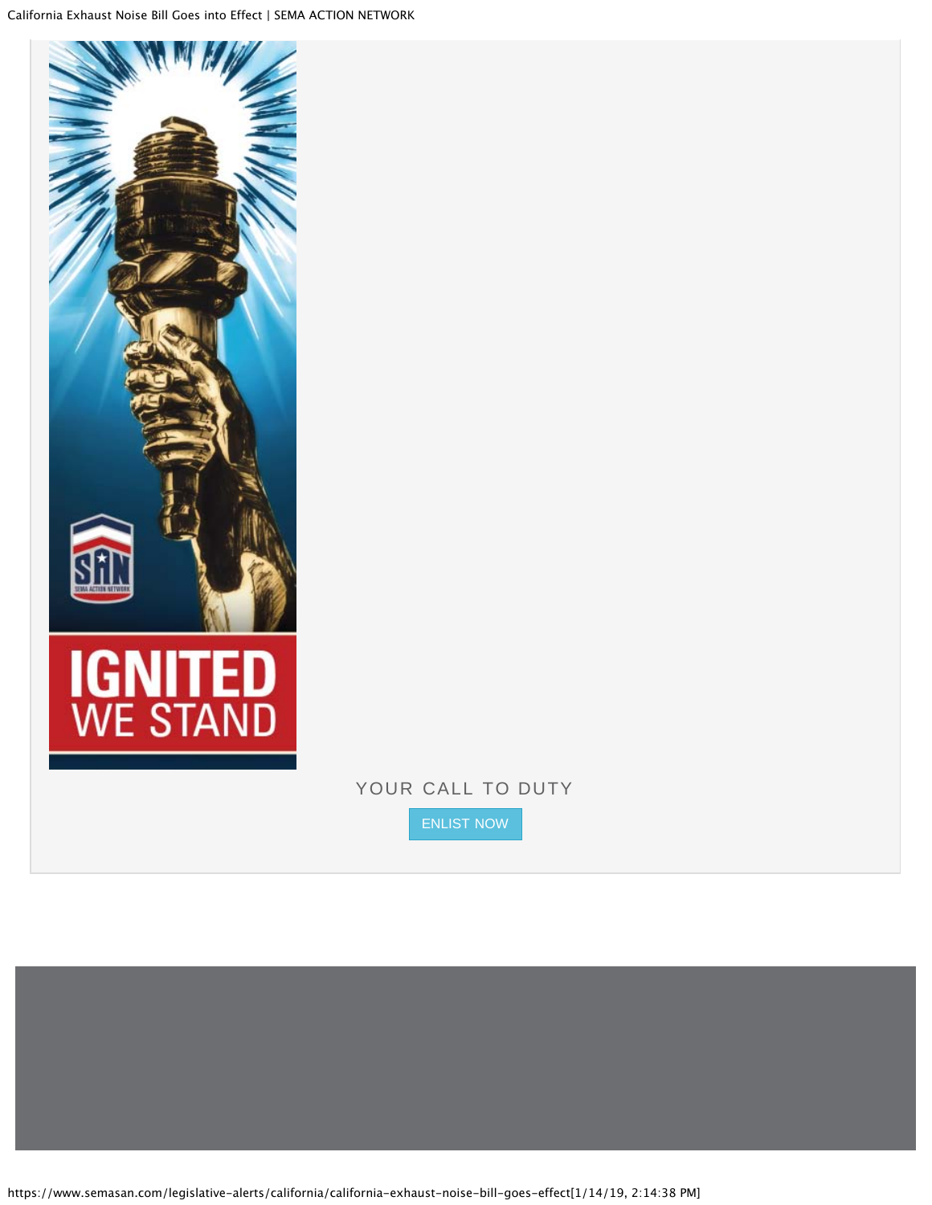YOUR CALL TO DUTY

ENLIST NOW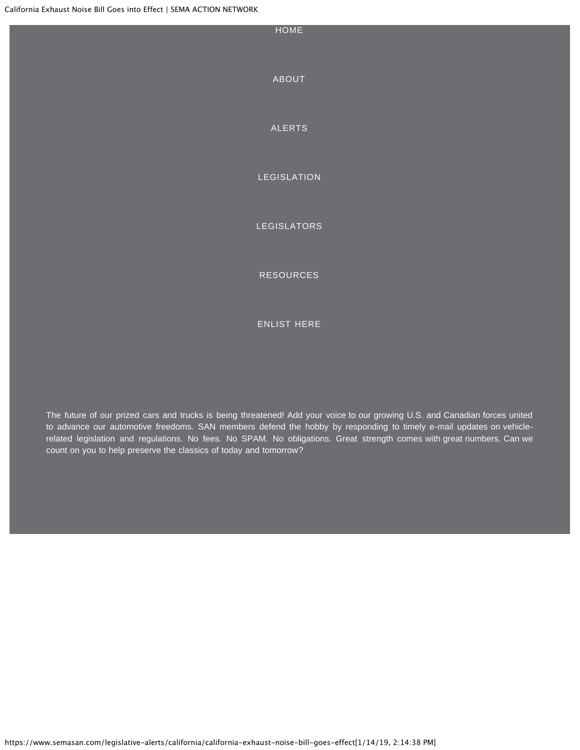HOME

ABOUT

ALERTS

LEGISLATION

LEGISLATORS

RESOURCES

ENLIST HERE

The future of our prized cars and trucks is being threatened! Add your voice to our growing U.S. and Canadian forces united to advance our automotive freedoms. SAN members defend the hobby by responding to timely e-mail updates on vehicle-related legislation and regulations. No fees. No SPAM. No obligations. Great strength comes with great numbers. Can we count on you to help preserve the classics of today and tomorrow?